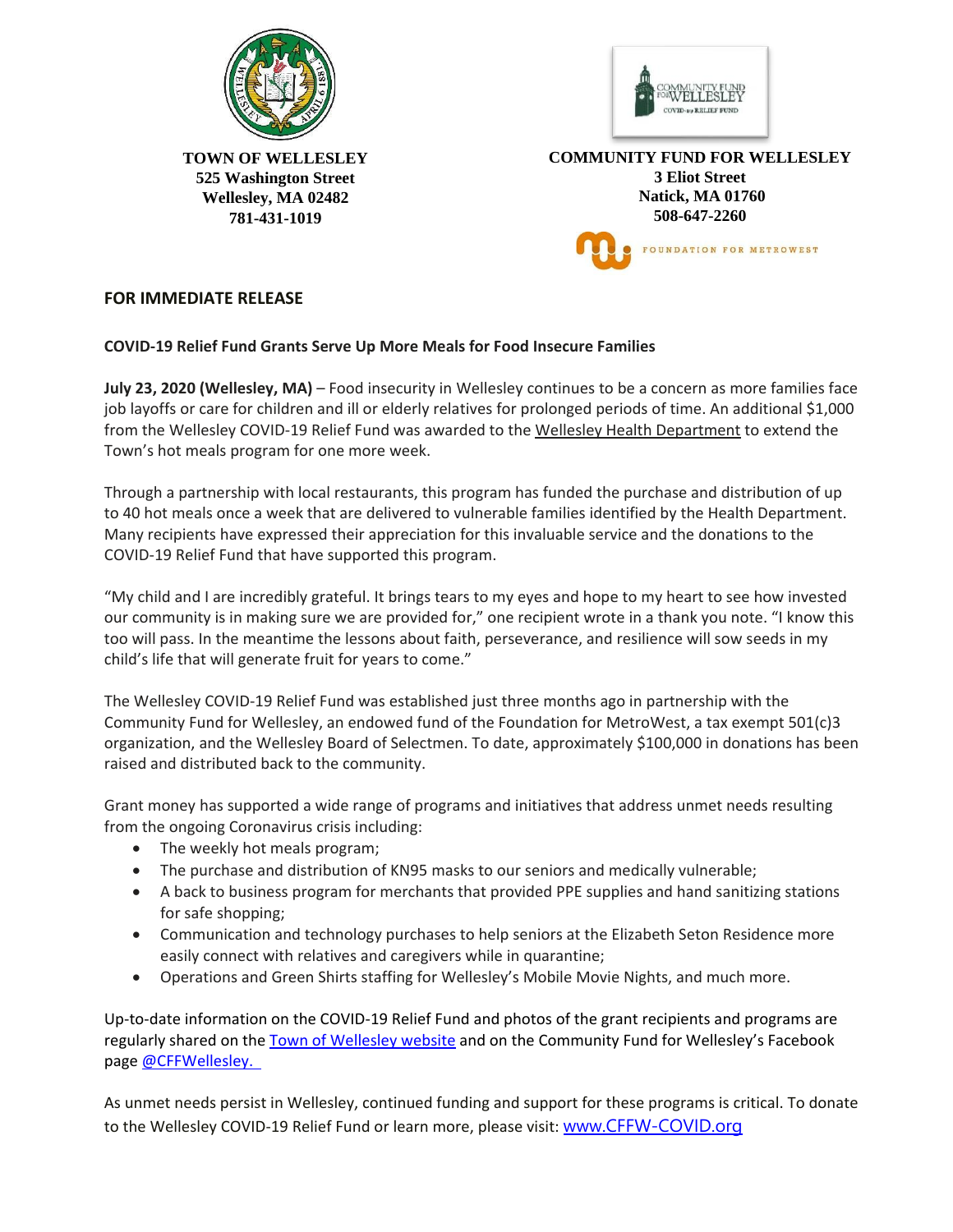**TOWN OF WELLESLEY**
**525 Washington Street**
**Wellesley, MA 02482**
**781-431-1019**

**COMMUNITY FUND FOR WELLESLEY**
**3 Eliot Street**
**Natick, MA 01760**
**508-647-2260**

FOUNDATION FOR METROWEST

**FOR IMMEDIATE RELEASE**

**COVID-19 Relief Fund Grants Serve Up More Meals for Food Insecure Families**

**July 23, 2020 (Wellesley, MA)** – Food insecurity in Wellesley continues to be a concern as more families face job layoffs or care for children and ill or elderly relatives for prolonged periods of time. An additional $1,000 from the Wellesley COVID-19 Relief Fund was awarded to the Wellesley Health Department to extend the Town's hot meals program for one more week.

Through a partnership with local restaurants, this program has funded the purchase and distribution of up to 40 hot meals once a week that are delivered to vulnerable families identified by the Health Department. Many recipients have expressed their appreciation for this invaluable service and the donations to the COVID-19 Relief Fund that have supported this program.

"My child and I are incredibly grateful. It brings tears to my eyes and hope to my heart to see how invested our community is in making sure we are provided for," one recipient wrote in a thank you note. "I know this too will pass. In the meantime the lessons about faith, perseverance, and resilience will sow seeds in my child's life that will generate fruit for years to come."

The Wellesley COVID-19 Relief Fund was established just three months ago in partnership with the Community Fund for Wellesley, an endowed fund of the Foundation for MetroWest, a tax exempt 501(c)3 organization, and the Wellesley Board of Selectmen. To date, approximately $100,000 in donations has been raised and distributed back to the community.

Grant money has supported a wide range of programs and initiatives that address unmet needs resulting from the ongoing Coronavirus crisis including:

- The weekly hot meals program;
- The purchase and distribution of KN95 masks to our seniors and medically vulnerable;
- A back to business program for merchants that provided PPE supplies and hand sanitizing stations for safe shopping;
- Communication and technology purchases to help seniors at the Elizabeth Seton Residence more easily connect with relatives and caregivers while in quarantine;
- Operations and Green Shirts staffing for Wellesley's Mobile Movie Nights, and much more.

Up-to-date information on the COVID-19 Relief Fund and photos of the grant recipients and programs are regularly shared on the Town of Wellesley website and on the Community Fund for Wellesley's Facebook page @CFFWellesley.

As unmet needs persist in Wellesley, continued funding and support for these programs is critical. To donate to the Wellesley COVID-19 Relief Fund or learn more, please visit: www.CFFW-COVID.org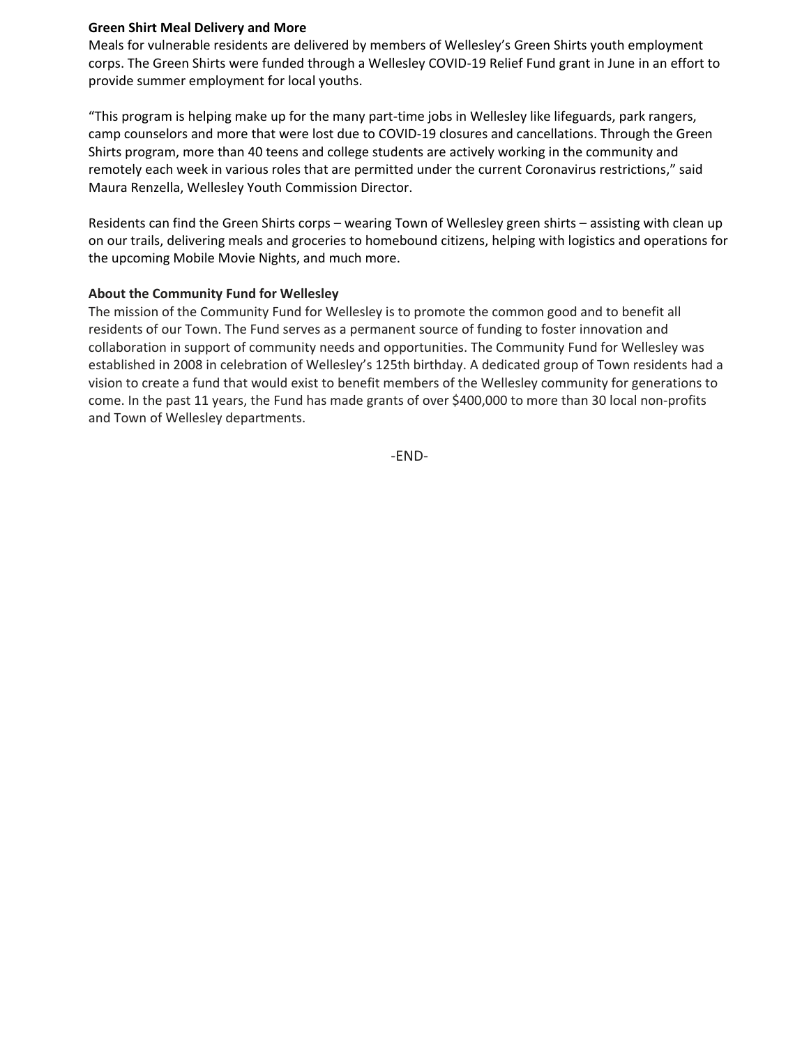**Green Shirt Meal Delivery and More**

Meals for vulnerable residents are delivered by members of Wellesley's Green Shirts youth employment corps. The Green Shirts were funded through a Wellesley COVID-19 Relief Fund grant in June in an effort to provide summer employment for local youths.

"This program is helping make up for the many part-time jobs in Wellesley like lifeguards, park rangers, camp counselors and more that were lost due to COVID-19 closures and cancellations. Through the Green Shirts program, more than 40 teens and college students are actively working in the community and remotely each week in various roles that are permitted under the current Coronavirus restrictions," said Maura Renzella, Wellesley Youth Commission Director.

Residents can find the Green Shirts corps – wearing Town of Wellesley green shirts – assisting with clean up on our trails, delivering meals and groceries to homebound citizens, helping with logistics and operations for the upcoming Mobile Movie Nights, and much more.

**About the Community Fund for Wellesley**

The mission of the Community Fund for Wellesley is to promote the common good and to benefit all residents of our Town. The Fund serves as a permanent source of funding to foster innovation and collaboration in support of community needs and opportunities. The Community Fund for Wellesley was established in 2008 in celebration of Wellesley's 125th birthday. A dedicated group of Town residents had a vision to create a fund that would exist to benefit members of the Wellesley community for generations to come. In the past 11 years, the Fund has made grants of over $400,000 to more than 30 local non-profits and Town of Wellesley departments.

-END-